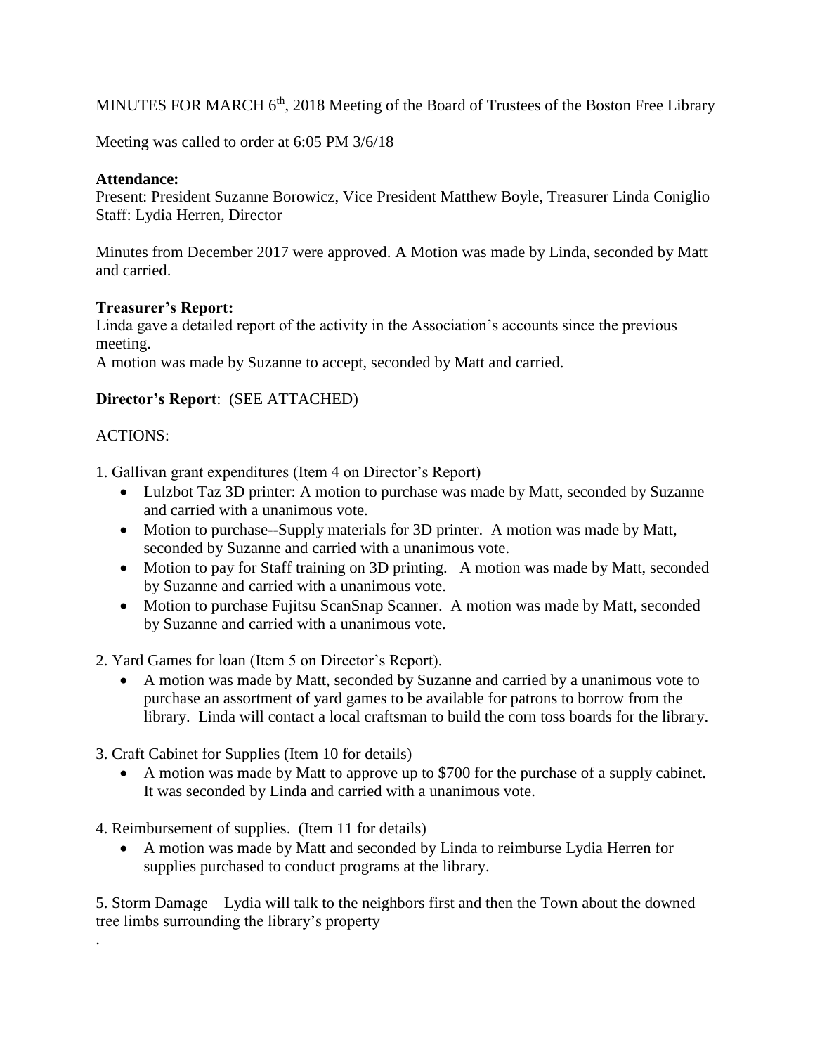MINUTES FOR MARCH 6th, 2018 Meeting of the Board of Trustees of the Boston Free Library

Meeting was called to order at 6:05 PM 3/6/18

**Attendance:**
Present: President Suzanne Borowicz, Vice President Matthew Boyle, Treasurer Linda Coniglio
Staff: Lydia Herren, Director

Minutes from December 2017 were approved. A Motion was made by Linda, seconded by Matt and carried.

**Treasurer's Report:**
Linda gave a detailed report of the activity in the Association's accounts since the previous meeting.
A motion was made by Suzanne to accept, seconded by Matt and carried.

**Director's Report**: (SEE ATTACHED)

ACTIONS:

1. Gallivan grant expenditures (Item 4 on Director's Report)
   - Lulzbot Taz 3D printer: A motion to purchase was made by Matt, seconded by Suzanne and carried with a unanimous vote.
   - Motion to purchase--Supply materials for 3D printer. A motion was made by Matt, seconded by Suzanne and carried with a unanimous vote.
   - Motion to pay for Staff training on 3D printing. A motion was made by Matt, seconded by Suzanne and carried with a unanimous vote.
   - Motion to purchase Fujitsu ScanSnap Scanner. A motion was made by Matt, seconded by Suzanne and carried with a unanimous vote.

2. Yard Games for loan (Item 5 on Director's Report).
   - A motion was made by Matt, seconded by Suzanne and carried by a unanimous vote to purchase an assortment of yard games to be available for patrons to borrow from the library. Linda will contact a local craftsman to build the corn toss boards for the library.

3. Craft Cabinet for Supplies (Item 10 for details)
   - A motion was made by Matt to approve up to $700 for the purchase of a supply cabinet. It was seconded by Linda and carried with a unanimous vote.

4. Reimbursement of supplies. (Item 11 for details)
   - A motion was made by Matt and seconded by Linda to reimburse Lydia Herren for supplies purchased to conduct programs at the library.

5. Storm Damage—Lydia will talk to the neighbors first and then the Town about the downed tree limbs surrounding the library's property
.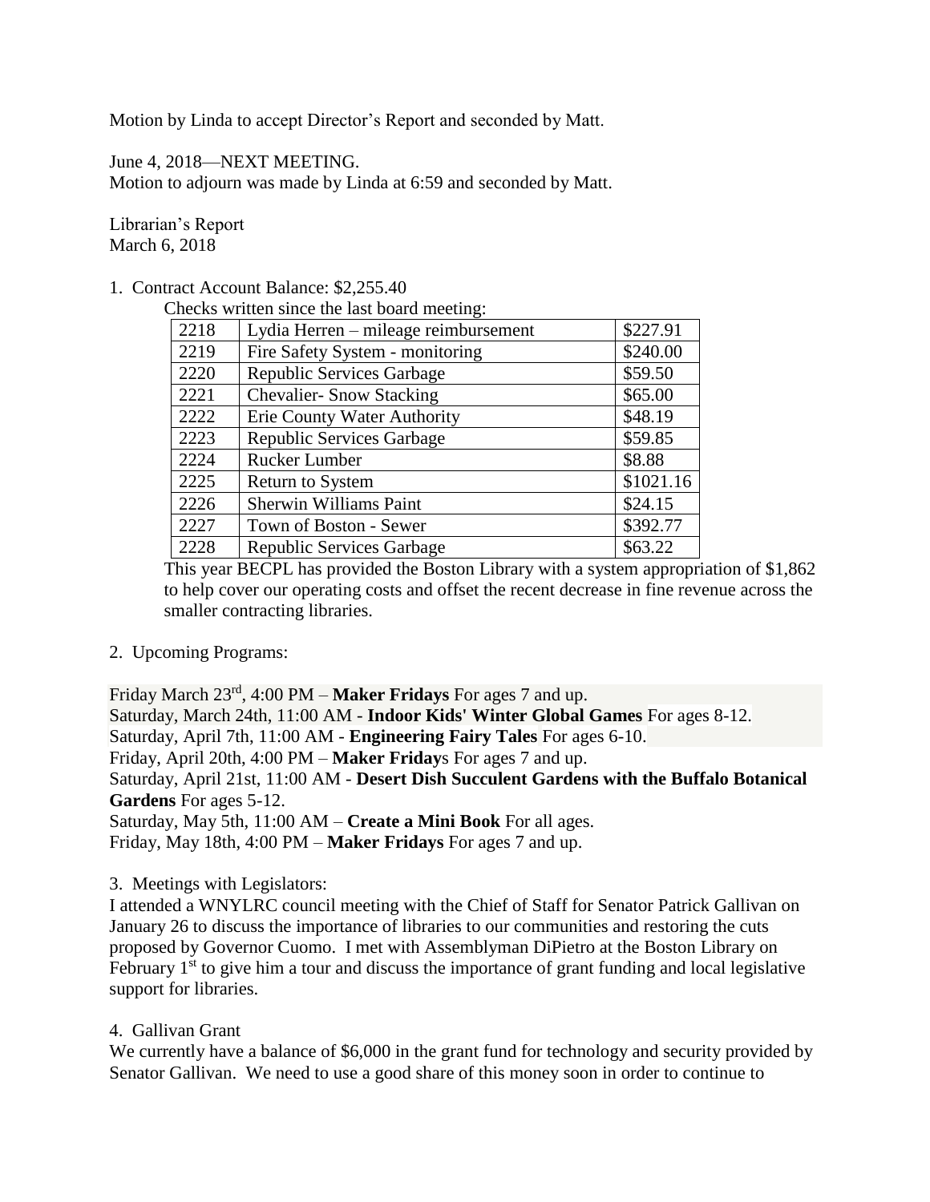Motion by Linda to accept Director's Report and seconded by Matt.

June 4, 2018—NEXT MEETING.
Motion to adjourn was made by Linda at 6:59 and seconded by Matt.

Librarian's Report
March 6, 2018

1. Contract Account Balance: $2,255.40

   Checks written since the last board meeting:

| | | |
|---|---|---|
| 2218 | Lydia Herren – mileage reimbursement | $227.91 |
| 2219 | Fire Safety System - monitoring | $240.00 |
| 2220 | Republic Services Garbage | $59.50 |
| 2221 | Chevalier- Snow Stacking | $65.00 |
| 2222 | Erie County Water Authority | $48.19 |
| 2223 | Republic Services Garbage | $59.85 |
| 2224 | Rucker Lumber | $8.88 |
| 2225 | Return to System | $1021.16 |
| 2226 | Sherwin Williams Paint | $24.15 |
| 2227 | Town of Boston - Sewer | $392.77 |
| 2228 | Republic Services Garbage | $63.22 |

   This year BECPL has provided the Boston Library with a system appropriation of $1,862 to help cover our operating costs and offset the recent decrease in fine revenue across the smaller contracting libraries.

2. Upcoming Programs:

Friday March 23rd, 4:00 PM – **Maker Fridays** For ages 7 and up.
Saturday, March 24th, 11:00 AM - **Indoor Kids' Winter Global Games** For ages 8-12.
Saturday, April 7th, 11:00 AM - **Engineering Fairy Tales** For ages 6-10.
Friday, April 20th, 4:00 PM – **Maker Friday**s For ages 7 and up.
Saturday, April 21st, 11:00 AM - **Desert Dish Succulent Gardens with the Buffalo Botanical Gardens** For ages 5-12.
Saturday, May 5th, 11:00 AM – **Create a Mini Book** For all ages.
Friday, May 18th, 4:00 PM – **Maker Fridays** For ages 7 and up.

3. Meetings with Legislators:

I attended a WNYLRC council meeting with the Chief of Staff for Senator Patrick Gallivan on January 26 to discuss the importance of libraries to our communities and restoring the cuts proposed by Governor Cuomo. I met with Assemblyman DiPietro at the Boston Library on February 1st to give him a tour and discuss the importance of grant funding and local legislative support for libraries.

4. Gallivan Grant

We currently have a balance of $6,000 in the grant fund for technology and security provided by Senator Gallivan. We need to use a good share of this money soon in order to continue to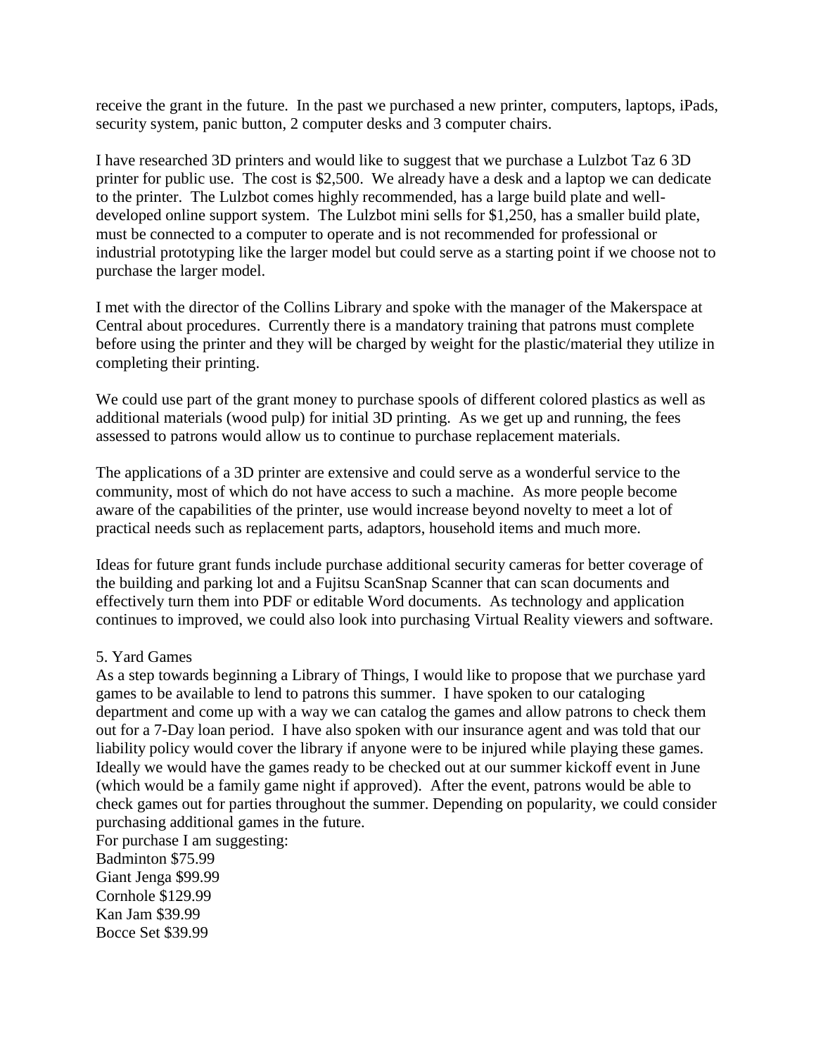receive the grant in the future. In the past we purchased a new printer, computers, laptops, iPads, security system, panic button, 2 computer desks and 3 computer chairs.

I have researched 3D printers and would like to suggest that we purchase a Lulzbot Taz 6 3D printer for public use. The cost is $2,500. We already have a desk and a laptop we can dedicate to the printer. The Lulzbot comes highly recommended, has a large build plate and well-developed online support system. The Lulzbot mini sells for $1,250, has a smaller build plate, must be connected to a computer to operate and is not recommended for professional or industrial prototyping like the larger model but could serve as a starting point if we choose not to purchase the larger model.

I met with the director of the Collins Library and spoke with the manager of the Makerspace at Central about procedures. Currently there is a mandatory training that patrons must complete before using the printer and they will be charged by weight for the plastic/material they utilize in completing their printing.

We could use part of the grant money to purchase spools of different colored plastics as well as additional materials (wood pulp) for initial 3D printing. As we get up and running, the fees assessed to patrons would allow us to continue to purchase replacement materials.

The applications of a 3D printer are extensive and could serve as a wonderful service to the community, most of which do not have access to such a machine. As more people become aware of the capabilities of the printer, use would increase beyond novelty to meet a lot of practical needs such as replacement parts, adaptors, household items and much more.

Ideas for future grant funds include purchase additional security cameras for better coverage of the building and parking lot and a Fujitsu ScanSnap Scanner that can scan documents and effectively turn them into PDF or editable Word documents. As technology and application continues to improved, we could also look into purchasing Virtual Reality viewers and software.

5. Yard Games

As a step towards beginning a Library of Things, I would like to propose that we purchase yard games to be available to lend to patrons this summer. I have spoken to our cataloging department and come up with a way we can catalog the games and allow patrons to check them out for a 7-Day loan period. I have also spoken with our insurance agent and was told that our liability policy would cover the library if anyone were to be injured while playing these games. Ideally we would have the games ready to be checked out at our summer kickoff event in June (which would be a family game night if approved). After the event, patrons would be able to check games out for parties throughout the summer. Depending on popularity, we could consider purchasing additional games in the future.

For purchase I am suggesting:

Badminton $75.99  
Giant Jenga $99.99  
Cornhole $129.99  
Kan Jam $39.99  
Bocce Set $39.99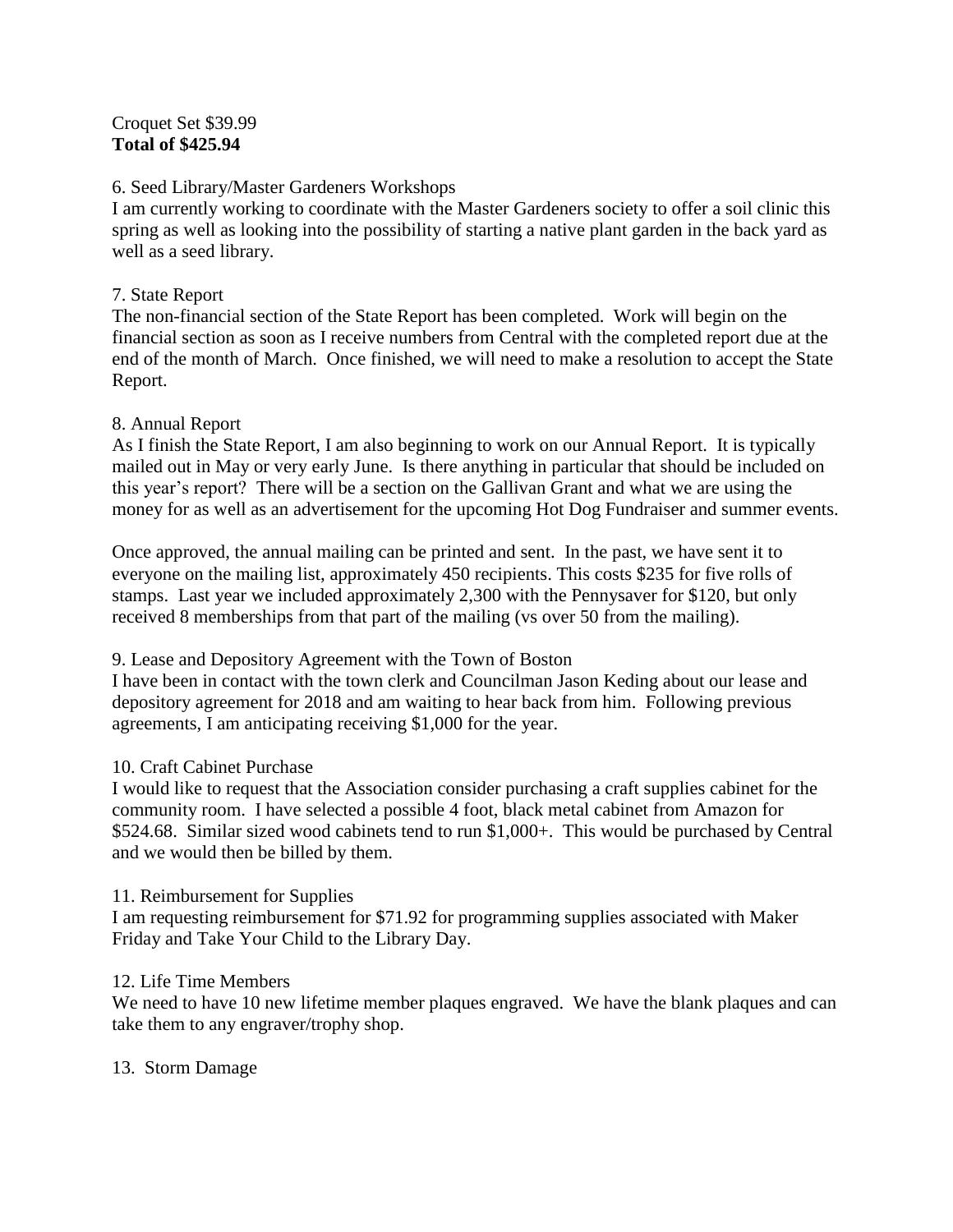Croquet Set $39.99
**Total of $425.94**

6. Seed Library/Master Gardeners Workshops
I am currently working to coordinate with the Master Gardeners society to offer a soil clinic this spring as well as looking into the possibility of starting a native plant garden in the back yard as well as a seed library.

7. State Report
The non-financial section of the State Report has been completed. Work will begin on the financial section as soon as I receive numbers from Central with the completed report due at the end of the month of March. Once finished, we will need to make a resolution to accept the State Report.

8. Annual Report
As I finish the State Report, I am also beginning to work on our Annual Report. It is typically mailed out in May or very early June. Is there anything in particular that should be included on this year's report? There will be a section on the Gallivan Grant and what we are using the money for as well as an advertisement for the upcoming Hot Dog Fundraiser and summer events.

Once approved, the annual mailing can be printed and sent. In the past, we have sent it to everyone on the mailing list, approximately 450 recipients. This costs $235 for five rolls of stamps. Last year we included approximately 2,300 with the Pennysaver for $120, but only received 8 memberships from that part of the mailing (vs over 50 from the mailing).

9. Lease and Depository Agreement with the Town of Boston
I have been in contact with the town clerk and Councilman Jason Keding about our lease and depository agreement for 2018 and am waiting to hear back from him. Following previous agreements, I am anticipating receiving $1,000 for the year.

10. Craft Cabinet Purchase
I would like to request that the Association consider purchasing a craft supplies cabinet for the community room. I have selected a possible 4 foot, black metal cabinet from Amazon for $524.68. Similar sized wood cabinets tend to run $1,000+. This would be purchased by Central and we would then be billed by them.

11. Reimbursement for Supplies
I am requesting reimbursement for $71.92 for programming supplies associated with Maker Friday and Take Your Child to the Library Day.

12. Life Time Members
We need to have 10 new lifetime member plaques engraved. We have the blank plaques and can take them to any engraver/trophy shop.

13. Storm Damage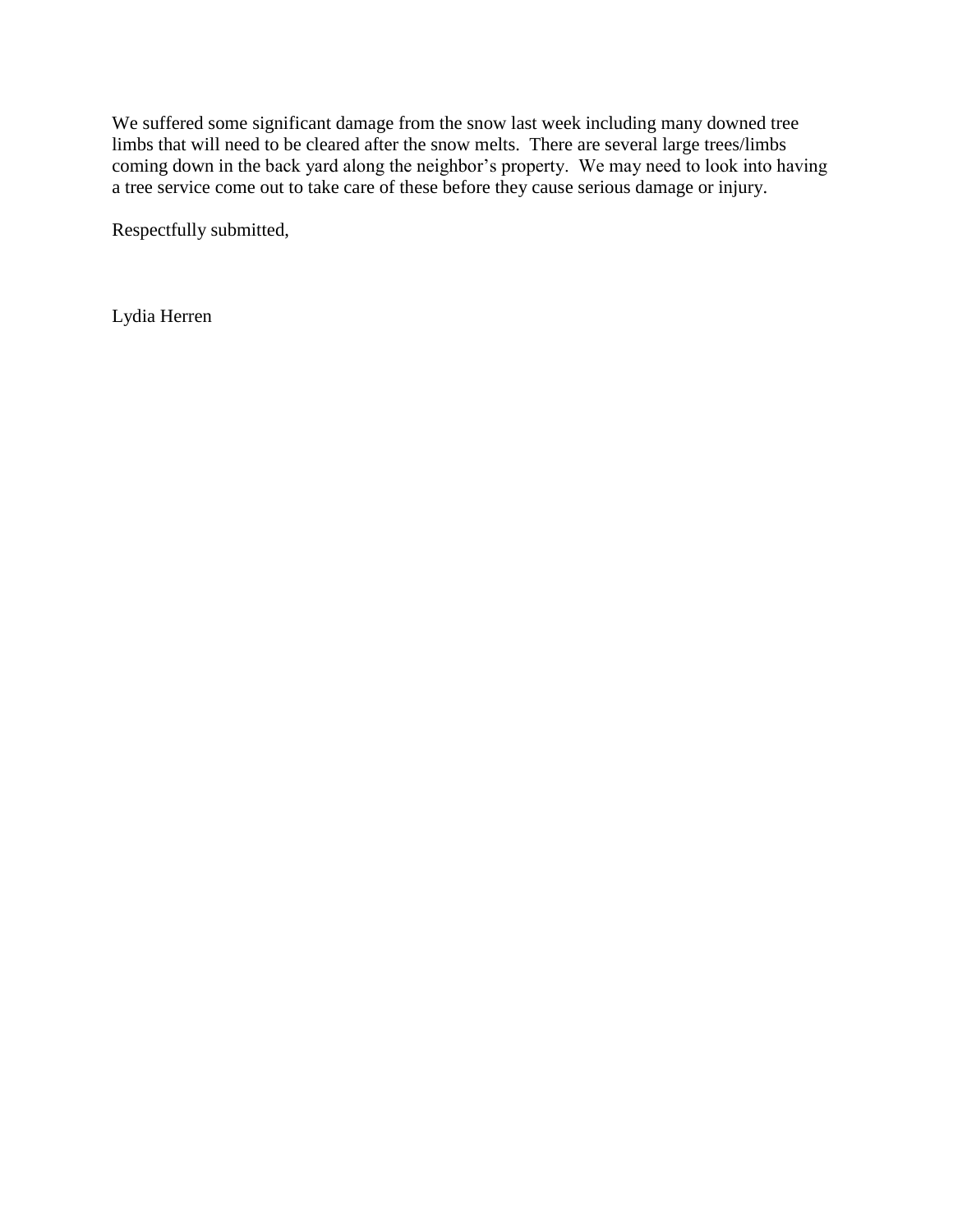We suffered some significant damage from the snow last week including many downed tree limbs that will need to be cleared after the snow melts. There are several large trees/limbs coming down in the back yard along the neighbor's property. We may need to look into having a tree service come out to take care of these before they cause serious damage or injury.

Respectfully submitted,

Lydia Herren